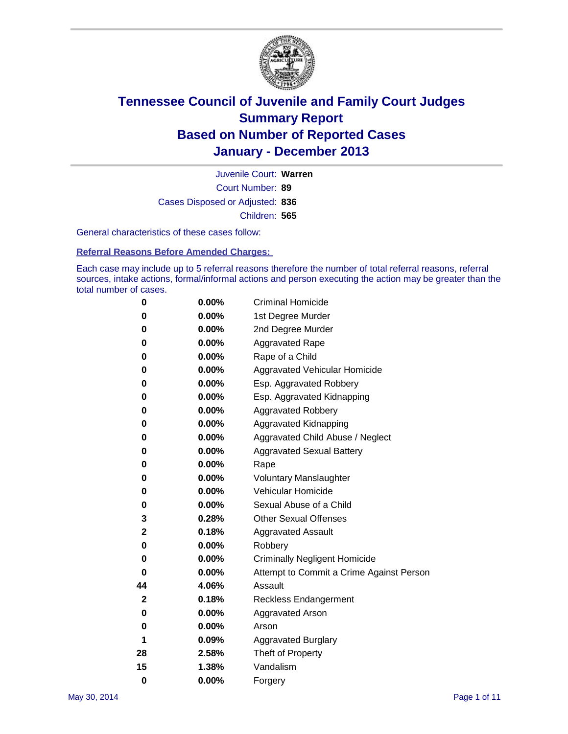# Tennessee Council of Juvenile and Family Court Judges
## Summary Report
## Based on Number of Reported Cases
## January - December 2013

Juvenile Court: **Warren**
Court Number: **89**
Cases Disposed or Adjusted: **836**
Children: **565**

General characteristics of these cases follow:

**Referral Reasons Before Amended Charges:**

Each case may include up to 5 referral reasons therefore the number of total referral reasons, referral sources, intake actions, formal/informal actions and person executing the action may be greater than the total number of cases.

| | | |
|---|---|---|
| 0 | 0.00% | Criminal Homicide |
| 0 | 0.00% | 1st Degree Murder |
| 0 | 0.00% | 2nd Degree Murder |
| 0 | 0.00% | Aggravated Rape |
| 0 | 0.00% | Rape of a Child |
| 0 | 0.00% | Aggravated Vehicular Homicide |
| 0 | 0.00% | Esp. Aggravated Robbery |
| 0 | 0.00% | Esp. Aggravated Kidnapping |
| 0 | 0.00% | Aggravated Robbery |
| 0 | 0.00% | Aggravated Kidnapping |
| 0 | 0.00% | Aggravated Child Abuse / Neglect |
| 0 | 0.00% | Aggravated Sexual Battery |
| 0 | 0.00% | Rape |
| 0 | 0.00% | Voluntary Manslaughter |
| 0 | 0.00% | Vehicular Homicide |
| 0 | 0.00% | Sexual Abuse of a Child |
| 3 | 0.28% | Other Sexual Offenses |
| 2 | 0.18% | Aggravated Assault |
| 0 | 0.00% | Robbery |
| 0 | 0.00% | Criminally Negligent Homicide |
| 0 | 0.00% | Attempt to Commit a Crime Against Person |
| 44 | 4.06% | Assault |
| 2 | 0.18% | Reckless Endangerment |
| 0 | 0.00% | Aggravated Arson |
| 0 | 0.00% | Arson |
| 1 | 0.09% | Aggravated Burglary |
| 28 | 2.58% | Theft of Property |
| 15 | 1.38% | Vandalism |
| 0 | 0.00% | Forgery |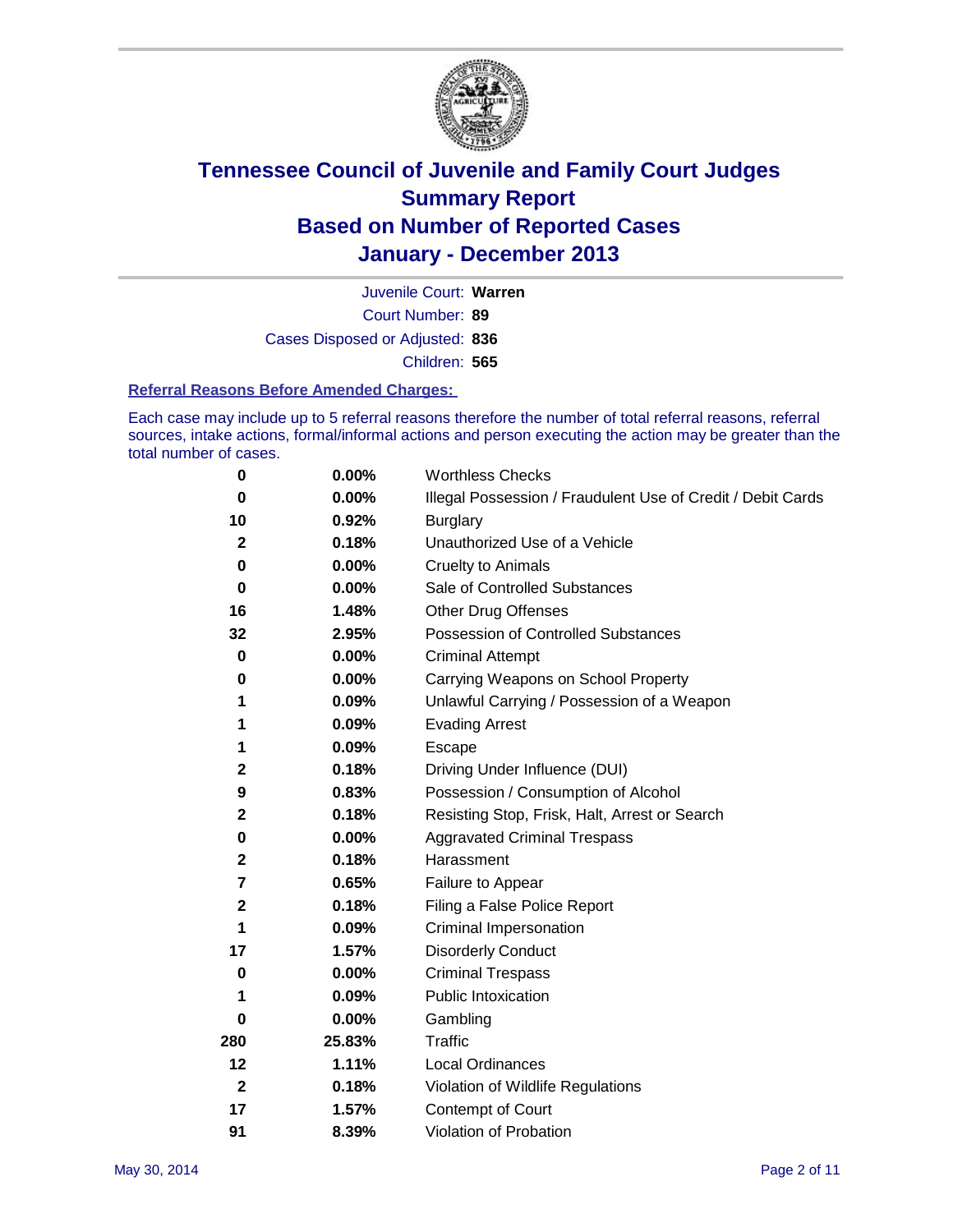# Tennessee Council of Juvenile and Family Court Judges
# Summary Report
# Based on Number of Reported Cases
# January - December 2013

Juvenile Court: **Warren**

Court Number: **89**

Cases Disposed or Adjusted: **836**

Children: **565**

### Referral Reasons Before Amended Charges:

Each case may include up to 5 referral reasons therefore the number of total referral reasons, referral sources, intake actions, formal/informal actions and person executing the action may be greater than the total number of cases.

| | | |
|---|---|---|
| 0 | 0.00% | Worthless Checks |
| 0 | 0.00% | Illegal Possession / Fraudulent Use of Credit / Debit Cards |
| 10 | 0.92% | Burglary |
| 2 | 0.18% | Unauthorized Use of a Vehicle |
| 0 | 0.00% | Cruelty to Animals |
| 0 | 0.00% | Sale of Controlled Substances |
| 16 | 1.48% | Other Drug Offenses |
| 32 | 2.95% | Possession of Controlled Substances |
| 0 | 0.00% | Criminal Attempt |
| 0 | 0.00% | Carrying Weapons on School Property |
| 1 | 0.09% | Unlawful Carrying / Possession of a Weapon |
| 1 | 0.09% | Evading Arrest |
| 1 | 0.09% | Escape |
| 2 | 0.18% | Driving Under Influence (DUI) |
| 9 | 0.83% | Possession / Consumption of Alcohol |
| 2 | 0.18% | Resisting Stop, Frisk, Halt, Arrest or Search |
| 0 | 0.00% | Aggravated Criminal Trespass |
| 2 | 0.18% | Harassment |
| 7 | 0.65% | Failure to Appear |
| 2 | 0.18% | Filing a False Police Report |
| 1 | 0.09% | Criminal Impersonation |
| 17 | 1.57% | Disorderly Conduct |
| 0 | 0.00% | Criminal Trespass |
| 1 | 0.09% | Public Intoxication |
| 0 | 0.00% | Gambling |
| 280 | 25.83% | Traffic |
| 12 | 1.11% | Local Ordinances |
| 2 | 0.18% | Violation of Wildlife Regulations |
| 17 | 1.57% | Contempt of Court |
| 91 | 8.39% | Violation of Probation |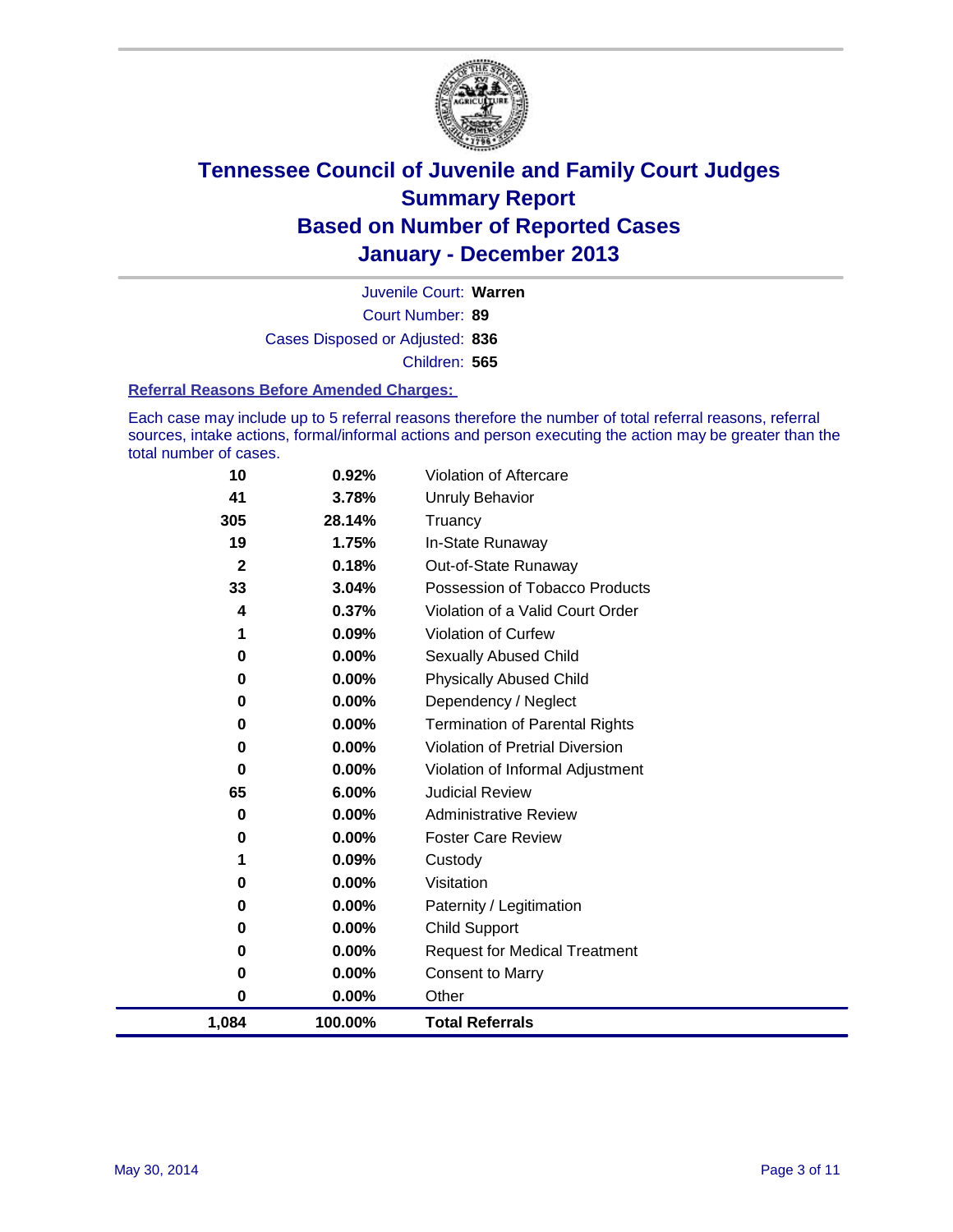# Tennessee Council of Juvenile and Family Court Judges
## Summary Report
## Based on Number of Reported Cases
## January - December 2013

Juvenile Court: **Warren**

Court Number: **89**

Cases Disposed or Adjusted: **836**

Children: **565**

### Referral Reasons Before Amended Charges:

Each case may include up to 5 referral reasons therefore the number of total referral reasons, referral sources, intake actions, formal/informal actions and person executing the action may be greater than the total number of cases.

| Count | Percent | Referral Reason |
|---|---|---|
| 10 | 0.92% | Violation of Aftercare |
| 41 | 3.78% | Unruly Behavior |
| 305 | 28.14% | Truancy |
| 19 | 1.75% | In-State Runaway |
| 2 | 0.18% | Out-of-State Runaway |
| 33 | 3.04% | Possession of Tobacco Products |
| 4 | 0.37% | Violation of a Valid Court Order |
| 1 | 0.09% | Violation of Curfew |
| 0 | 0.00% | Sexually Abused Child |
| 0 | 0.00% | Physically Abused Child |
| 0 | 0.00% | Dependency / Neglect |
| 0 | 0.00% | Termination of Parental Rights |
| 0 | 0.00% | Violation of Pretrial Diversion |
| 0 | 0.00% | Violation of Informal Adjustment |
| 65 | 6.00% | Judicial Review |
| 0 | 0.00% | Administrative Review |
| 0 | 0.00% | Foster Care Review |
| 1 | 0.09% | Custody |
| 0 | 0.00% | Visitation |
| 0 | 0.00% | Paternity / Legitimation |
| 0 | 0.00% | Child Support |
| 0 | 0.00% | Request for Medical Treatment |
| 0 | 0.00% | Consent to Marry |
| 0 | 0.00% | Other |
| **1,084** | **100.00%** | **Total Referrals** |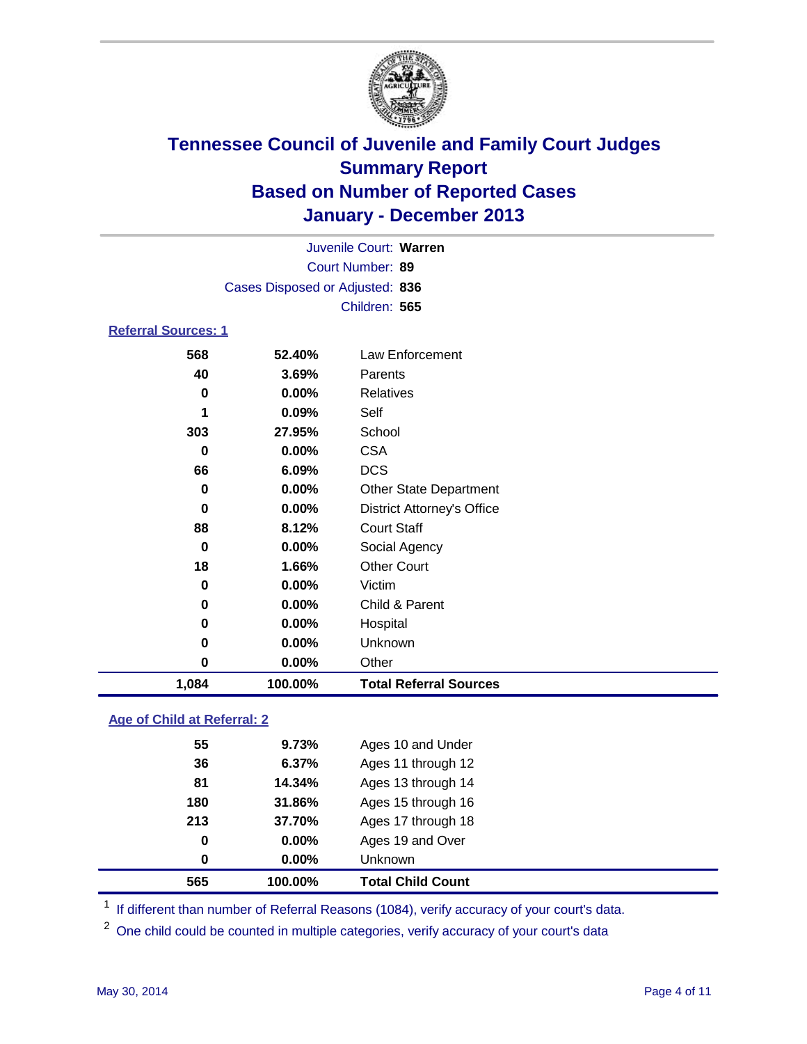# Tennessee Council of Juvenile and Family Court Judges
## Summary Report
## Based on Number of Reported Cases
## January - December 2013

Juvenile Court: **Warren**
Court Number: **89**
Cases Disposed or Adjusted: **836**
Children: **565**

### Referral Sources: 1

| Count | Percent | Source |
|---|---|---|
| 568 | 52.40% | Law Enforcement |
| 40 | 3.69% | Parents |
| 0 | 0.00% | Relatives |
| 1 | 0.09% | Self |
| 303 | 27.95% | School |
| 0 | 0.00% | CSA |
| 66 | 6.09% | DCS |
| 0 | 0.00% | Other State Department |
| 0 | 0.00% | District Attorney's Office |
| 88 | 8.12% | Court Staff |
| 0 | 0.00% | Social Agency |
| 18 | 1.66% | Other Court |
| 0 | 0.00% | Victim |
| 0 | 0.00% | Child & Parent |
| 0 | 0.00% | Hospital |
| 0 | 0.00% | Unknown |
| 0 | 0.00% | Other |
| **1,084** | **100.00%** | **Total Referral Sources** |

### Age of Child at Referral: 2

| Count | Percent | Age |
|---|---|---|
| 55 | 9.73% | Ages 10 and Under |
| 36 | 6.37% | Ages 11 through 12 |
| 81 | 14.34% | Ages 13 through 14 |
| 180 | 31.86% | Ages 15 through 16 |
| 213 | 37.70% | Ages 17 through 18 |
| 0 | 0.00% | Ages 19 and Over |
| 0 | 0.00% | Unknown |
| **565** | **100.00%** | **Total Child Count** |

[1] If different than number of Referral Reasons (1084), verify accuracy of your court's data.

[2] One child could be counted in multiple categories, verify accuracy of your court's data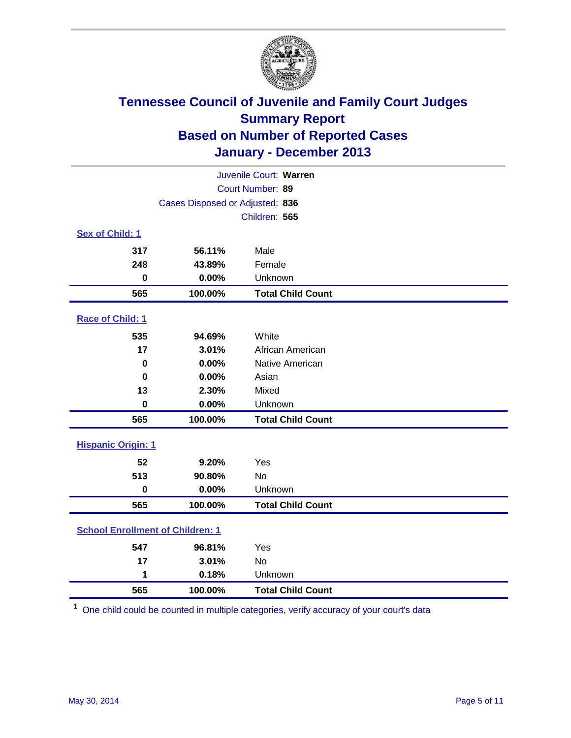# Tennessee Council of Juvenile and Family Court Judges
## Summary Report
## Based on Number of Reported Cases
## January - December 2013

Juvenile Court: **Warren**

Court Number: **89**

Cases Disposed or Adjusted: **836**

Children: **565**

### Sex of Child: 1

| | | |
|---|---|---|
| 317 | 56.11% | Male |
| 248 | 43.89% | Female |
| 0 | 0.00% | Unknown |
| **565** | **100.00%** | **Total Child Count** |

### Race of Child: 1

| | | |
|---|---|---|
| 535 | 94.69% | White |
| 17 | 3.01% | African American |
| 0 | 0.00% | Native American |
| 0 | 0.00% | Asian |
| 13 | 2.30% | Mixed |
| 0 | 0.00% | Unknown |
| **565** | **100.00%** | **Total Child Count** |

### Hispanic Origin: 1

| | | |
|---|---|---|
| 52 | 9.20% | Yes |
| 513 | 90.80% | No |
| 0 | 0.00% | Unknown |
| **565** | **100.00%** | **Total Child Count** |

### School Enrollment of Children: 1

| | | |
|---|---|---|
| 547 | 96.81% | Yes |
| 17 | 3.01% | No |
| 1 | 0.18% | Unknown |
| **565** | **100.00%** | **Total Child Count** |

[1] One child could be counted in multiple categories, verify accuracy of your court's data

May 30, 2014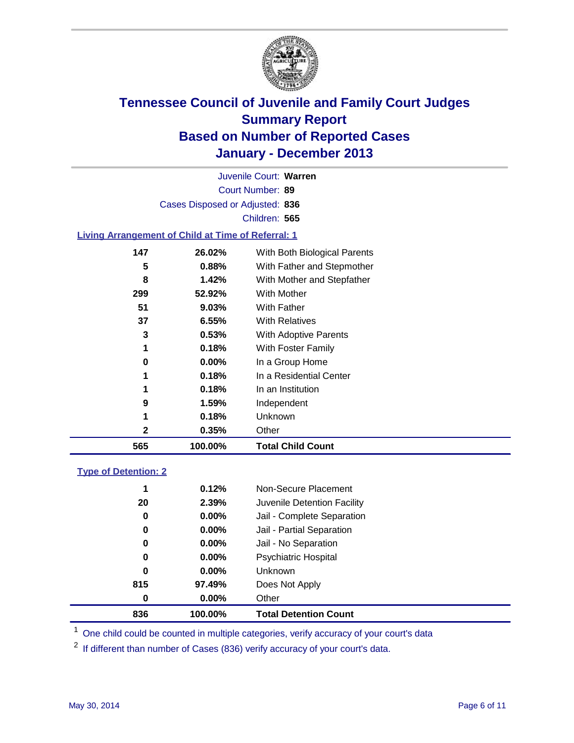# Tennessee Council of Juvenile and Family Court Judges
## Summary Report
## Based on Number of Reported Cases
## January - December 2013

Juvenile Court: **Warren**
Court Number: **89**
Cases Disposed or Adjusted: **836**
Children: **565**

### Living Arrangement of Child at Time of Referral: 1

| Count | Percent | Category |
|---|---|---|
| 147 | 26.02% | With Both Biological Parents |
| 5 | 0.88% | With Father and Stepmother |
| 8 | 1.42% | With Mother and Stepfather |
| 299 | 52.92% | With Mother |
| 51 | 9.03% | With Father |
| 37 | 6.55% | With Relatives |
| 3 | 0.53% | With Adoptive Parents |
| 1 | 0.18% | With Foster Family |
| 0 | 0.00% | In a Group Home |
| 1 | 0.18% | In a Residential Center |
| 1 | 0.18% | In an Institution |
| 9 | 1.59% | Independent |
| 1 | 0.18% | Unknown |
| 2 | 0.35% | Other |
| **565** | **100.00%** | **Total Child Count** |

### Type of Detention: 2

| Count | Percent | Category |
|---|---|---|
| 1 | 0.12% | Non-Secure Placement |
| 20 | 2.39% | Juvenile Detention Facility |
| 0 | 0.00% | Jail - Complete Separation |
| 0 | 0.00% | Jail - Partial Separation |
| 0 | 0.00% | Jail - No Separation |
| 0 | 0.00% | Psychiatric Hospital |
| 0 | 0.00% | Unknown |
| 815 | 97.49% | Does Not Apply |
| 0 | 0.00% | Other |
| **836** | **100.00%** | **Total Detention Count** |

[1] One child could be counted in multiple categories, verify accuracy of your court's data

[2] If different than number of Cases (836) verify accuracy of your court's data.

May 30, 2014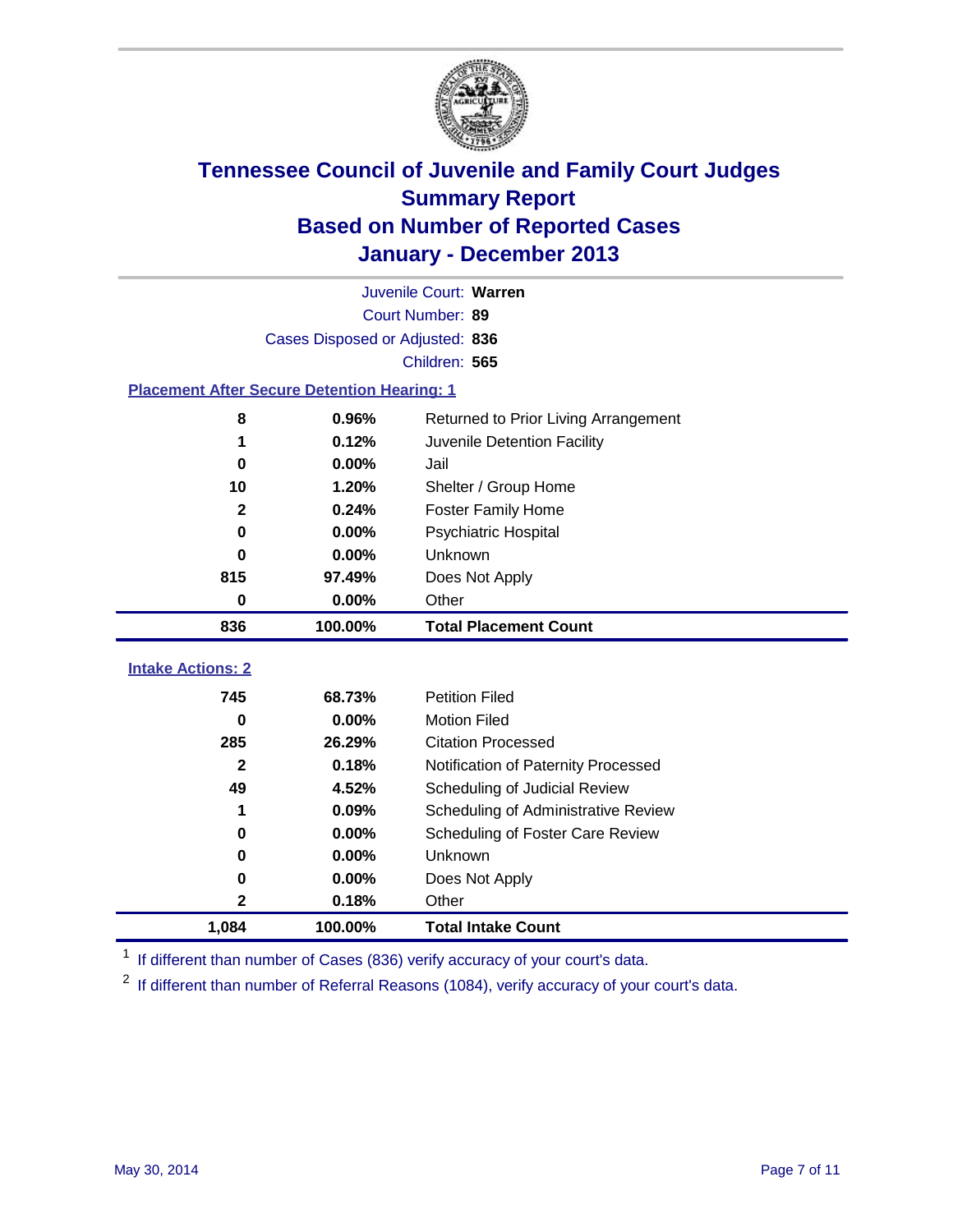# Tennessee Council of Juvenile and Family Court Judges
## Summary Report
## Based on Number of Reported Cases
## January - December 2013

Juvenile Court: **Warren**

Court Number: **89**

Cases Disposed or Adjusted: **836**

Children: **565**

### Placement After Secure Detention Hearing: 1

| Count | Percent | Placement |
|---|---|---|
| 8 | 0.96% | Returned to Prior Living Arrangement |
| 1 | 0.12% | Juvenile Detention Facility |
| 0 | 0.00% | Jail |
| 10 | 1.20% | Shelter / Group Home |
| 2 | 0.24% | Foster Family Home |
| 0 | 0.00% | Psychiatric Hospital |
| 0 | 0.00% | Unknown |
| 815 | 97.49% | Does Not Apply |
| 0 | 0.00% | Other |
| **836** | **100.00%** | **Total Placement Count** |

### Intake Actions: 2

| Count | Percent | Intake Action |
|---|---|---|
| 745 | 68.73% | Petition Filed |
| 0 | 0.00% | Motion Filed |
| 285 | 26.29% | Citation Processed |
| 2 | 0.18% | Notification of Paternity Processed |
| 49 | 4.52% | Scheduling of Judicial Review |
| 1 | 0.09% | Scheduling of Administrative Review |
| 0 | 0.00% | Scheduling of Foster Care Review |
| 0 | 0.00% | Unknown |
| 0 | 0.00% | Does Not Apply |
| 2 | 0.18% | Other |
| **1,084** | **100.00%** | **Total Intake Count** |

[1] If different than number of Cases (836) verify accuracy of your court's data.

[2] If different than number of Referral Reasons (1084), verify accuracy of your court's data.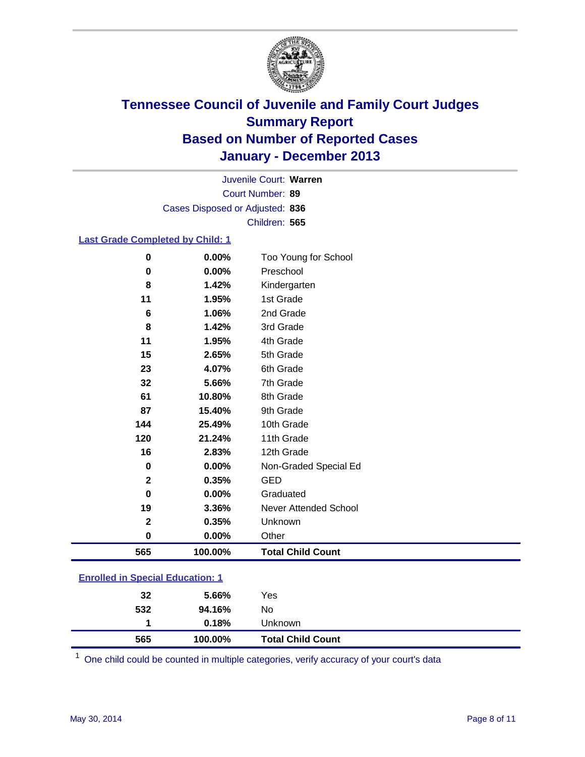# Tennessee Council of Juvenile and Family Court Judges
## Summary Report
## Based on Number of Reported Cases
## January - December 2013

Juvenile Court: **Warren**
Court Number: **89**
Cases Disposed or Adjusted: **836**
Children: **565**

### Last Grade Completed by Child: 1

| | | |
|---|---|---|
| 0 | 0.00% | Too Young for School |
| 0 | 0.00% | Preschool |
| 8 | 1.42% | Kindergarten |
| 11 | 1.95% | 1st Grade |
| 6 | 1.06% | 2nd Grade |
| 8 | 1.42% | 3rd Grade |
| 11 | 1.95% | 4th Grade |
| 15 | 2.65% | 5th Grade |
| 23 | 4.07% | 6th Grade |
| 32 | 5.66% | 7th Grade |
| 61 | 10.80% | 8th Grade |
| 87 | 15.40% | 9th Grade |
| 144 | 25.49% | 10th Grade |
| 120 | 21.24% | 11th Grade |
| 16 | 2.83% | 12th Grade |
| 0 | 0.00% | Non-Graded Special Ed |
| 2 | 0.35% | GED |
| 0 | 0.00% | Graduated |
| 19 | 3.36% | Never Attended School |
| 2 | 0.35% | Unknown |
| 0 | 0.00% | Other |
| **565** | **100.00%** | **Total Child Count** |

### Enrolled in Special Education: 1

| | | |
|---|---|---|
| 32 | 5.66% | Yes |
| 532 | 94.16% | No |
| 1 | 0.18% | Unknown |
| **565** | **100.00%** | **Total Child Count** |

[1] One child could be counted in multiple categories, verify accuracy of your court's data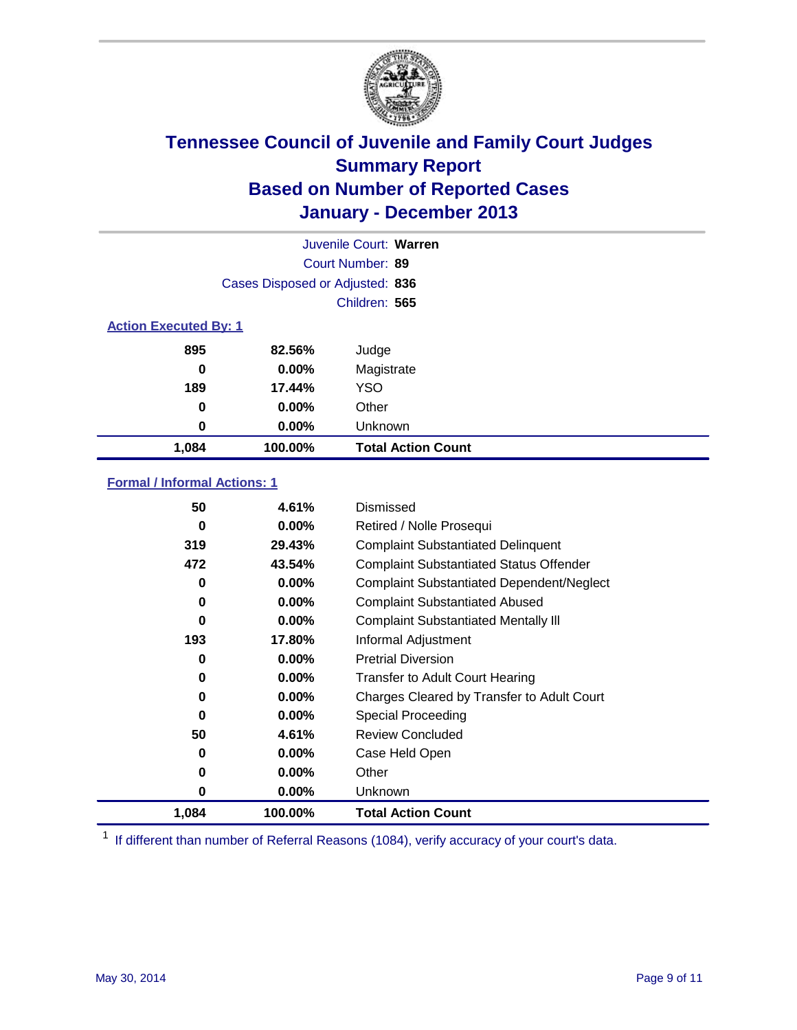# Tennessee Council of Juvenile and Family Court Judges
## Summary Report
## Based on Number of Reported Cases
## January - December 2013

Juvenile Court: **Warren**

Court Number: **89**

Cases Disposed or Adjusted: **836**

Children: **565**

### Action Executed By: 1

| | | |
|---|---|---|
| 895 | 82.56% | Judge |
| 0 | 0.00% | Magistrate |
| 189 | 17.44% | YSO |
| 0 | 0.00% | Other |
| 0 | 0.00% | Unknown |
| **1,084** | **100.00%** | **Total Action Count** |

### Formal / Informal Actions: 1

| | | |
|---|---|---|
| 50 | 4.61% | Dismissed |
| 0 | 0.00% | Retired / Nolle Prosequi |
| 319 | 29.43% | Complaint Substantiated Delinquent |
| 472 | 43.54% | Complaint Substantiated Status Offender |
| 0 | 0.00% | Complaint Substantiated Dependent/Neglect |
| 0 | 0.00% | Complaint Substantiated Abused |
| 0 | 0.00% | Complaint Substantiated Mentally Ill |
| 193 | 17.80% | Informal Adjustment |
| 0 | 0.00% | Pretrial Diversion |
| 0 | 0.00% | Transfer to Adult Court Hearing |
| 0 | 0.00% | Charges Cleared by Transfer to Adult Court |
| 0 | 0.00% | Special Proceeding |
| 50 | 4.61% | Review Concluded |
| 0 | 0.00% | Case Held Open |
| 0 | 0.00% | Other |
| 0 | 0.00% | Unknown |
| **1,084** | **100.00%** | **Total Action Count** |

[1] If different than number of Referral Reasons (1084), verify accuracy of your court's data.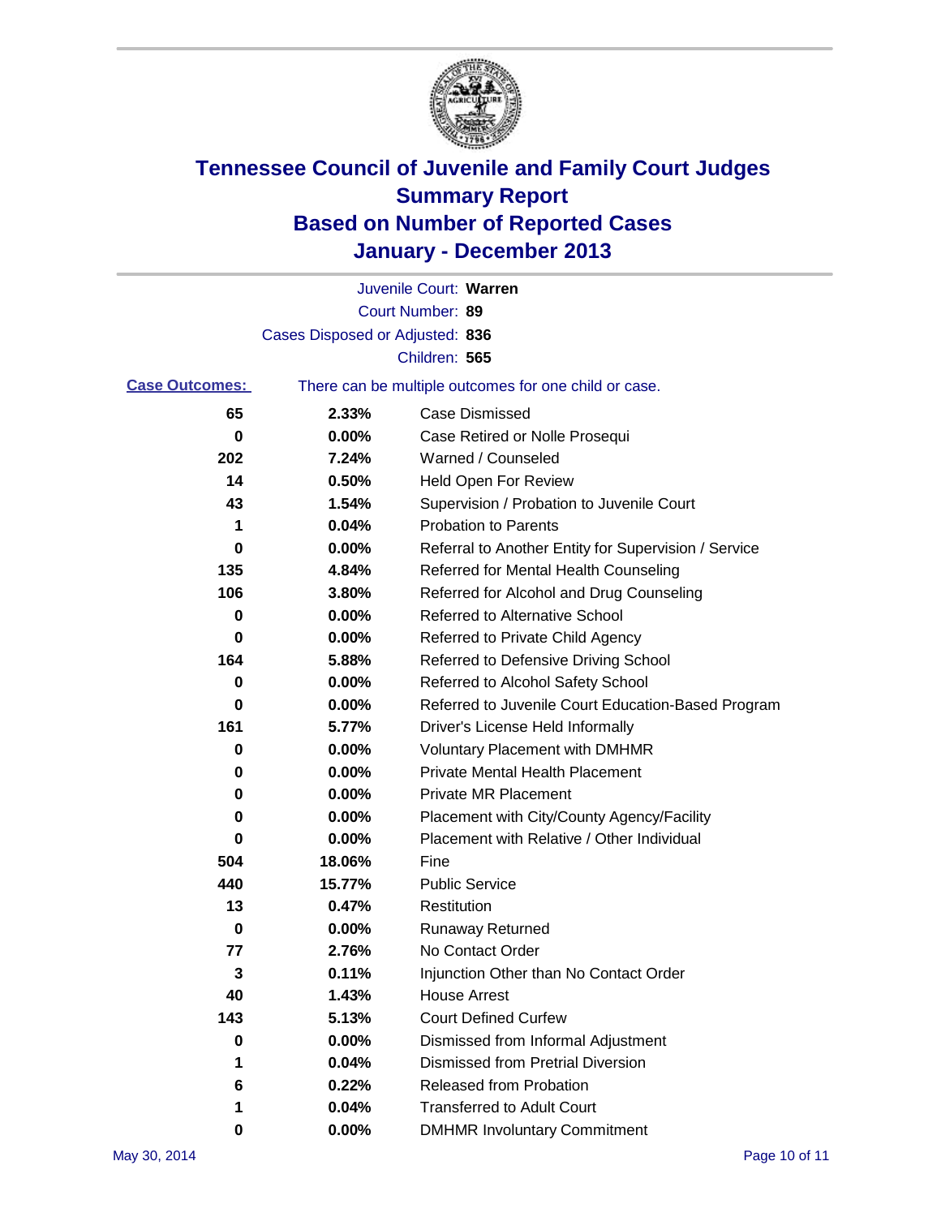# Tennessee Council of Juvenile and Family Court Judges
# Summary Report
# Based on Number of Reported Cases
# January - December 2013

Juvenile Court: **Warren**

Court Number: **89**

Cases Disposed or Adjusted: **836**

Children: **565**

**Case Outcomes:** There can be multiple outcomes for one child or case.

| Count | Percent | Outcome |
|---|---|---|
| 65 | 2.33% | Case Dismissed |
| 0 | 0.00% | Case Retired or Nolle Prosequi |
| 202 | 7.24% | Warned / Counseled |
| 14 | 0.50% | Held Open For Review |
| 43 | 1.54% | Supervision / Probation to Juvenile Court |
| 1 | 0.04% | Probation to Parents |
| 0 | 0.00% | Referral to Another Entity for Supervision / Service |
| 135 | 4.84% | Referred for Mental Health Counseling |
| 106 | 3.80% | Referred for Alcohol and Drug Counseling |
| 0 | 0.00% | Referred to Alternative School |
| 0 | 0.00% | Referred to Private Child Agency |
| 164 | 5.88% | Referred to Defensive Driving School |
| 0 | 0.00% | Referred to Alcohol Safety School |
| 0 | 0.00% | Referred to Juvenile Court Education-Based Program |
| 161 | 5.77% | Driver's License Held Informally |
| 0 | 0.00% | Voluntary Placement with DMHMR |
| 0 | 0.00% | Private Mental Health Placement |
| 0 | 0.00% | Private MR Placement |
| 0 | 0.00% | Placement with City/County Agency/Facility |
| 0 | 0.00% | Placement with Relative / Other Individual |
| 504 | 18.06% | Fine |
| 440 | 15.77% | Public Service |
| 13 | 0.47% | Restitution |
| 0 | 0.00% | Runaway Returned |
| 77 | 2.76% | No Contact Order |
| 3 | 0.11% | Injunction Other than No Contact Order |
| 40 | 1.43% | House Arrest |
| 143 | 5.13% | Court Defined Curfew |
| 0 | 0.00% | Dismissed from Informal Adjustment |
| 1 | 0.04% | Dismissed from Pretrial Diversion |
| 6 | 0.22% | Released from Probation |
| 1 | 0.04% | Transferred to Adult Court |
| 0 | 0.00% | DMHMR Involuntary Commitment |

May 30, 2014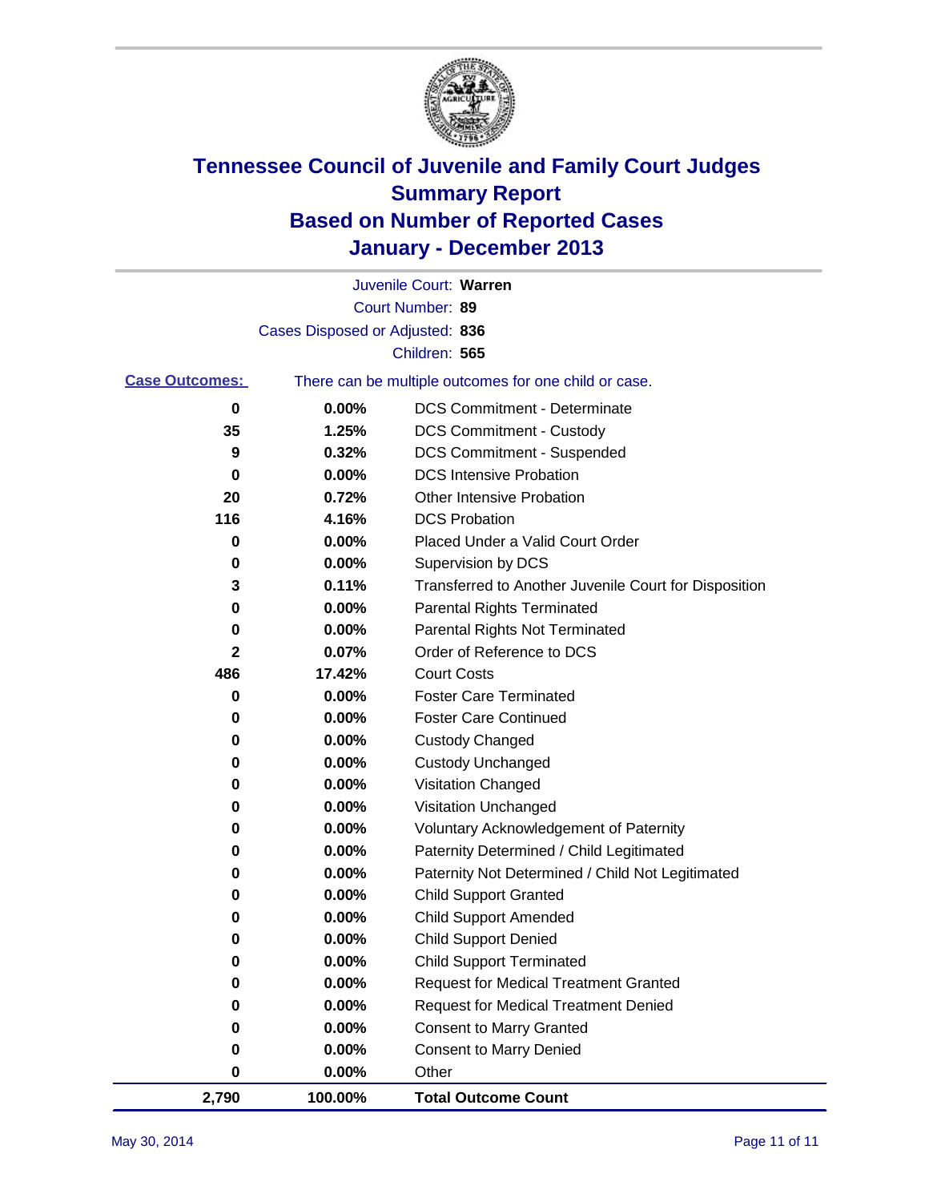# Tennessee Council of Juvenile and Family Court Judges
# Summary Report
# Based on Number of Reported Cases
# January - December 2013

Juvenile Court: **Warren**
Court Number: **89**
Cases Disposed or Adjusted: **836**
Children: **565**

**Case Outcomes:** There can be multiple outcomes for one child or case.

| | | |
|---|---|---|
| 0 | 0.00% | DCS Commitment - Determinate |
| 35 | 1.25% | DCS Commitment - Custody |
| 9 | 0.32% | DCS Commitment - Suspended |
| 0 | 0.00% | DCS Intensive Probation |
| 20 | 0.72% | Other Intensive Probation |
| 116 | 4.16% | DCS Probation |
| 0 | 0.00% | Placed Under a Valid Court Order |
| 0 | 0.00% | Supervision by DCS |
| 3 | 0.11% | Transferred to Another Juvenile Court for Disposition |
| 0 | 0.00% | Parental Rights Terminated |
| 0 | 0.00% | Parental Rights Not Terminated |
| 2 | 0.07% | Order of Reference to DCS |
| 486 | 17.42% | Court Costs |
| 0 | 0.00% | Foster Care Terminated |
| 0 | 0.00% | Foster Care Continued |
| 0 | 0.00% | Custody Changed |
| 0 | 0.00% | Custody Unchanged |
| 0 | 0.00% | Visitation Changed |
| 0 | 0.00% | Visitation Unchanged |
| 0 | 0.00% | Voluntary Acknowledgement of Paternity |
| 0 | 0.00% | Paternity Determined / Child Legitimated |
| 0 | 0.00% | Paternity Not Determined / Child Not Legitimated |
| 0 | 0.00% | Child Support Granted |
| 0 | 0.00% | Child Support Amended |
| 0 | 0.00% | Child Support Denied |
| 0 | 0.00% | Child Support Terminated |
| 0 | 0.00% | Request for Medical Treatment Granted |
| 0 | 0.00% | Request for Medical Treatment Denied |
| 0 | 0.00% | Consent to Marry Granted |
| 0 | 0.00% | Consent to Marry Denied |
| 0 | 0.00% | Other |
| **2,790** | **100.00%** | **Total Outcome Count** |

May 30, 2014